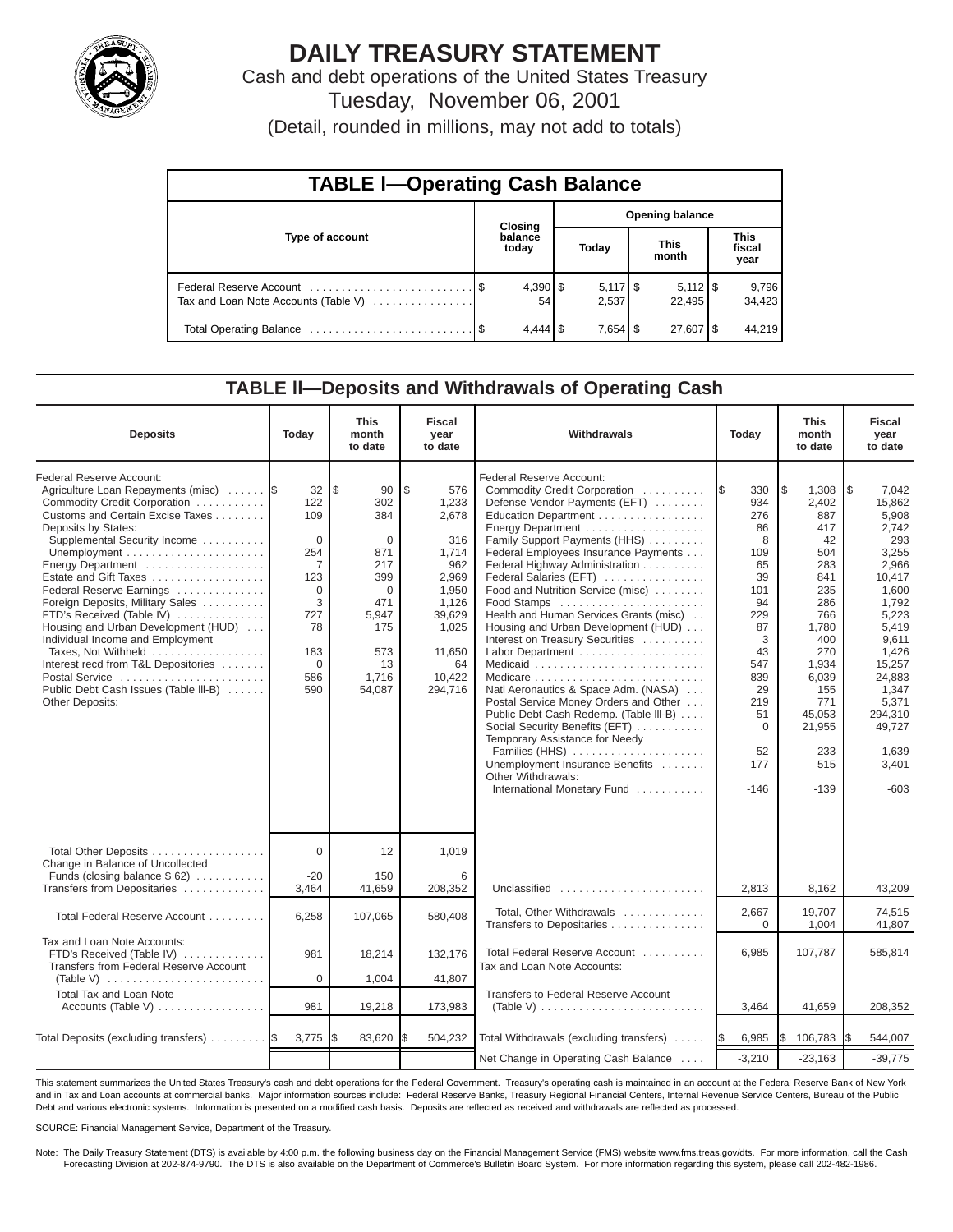# DAILY TREASURY STATEMENT

Cash and debt operations of the United States Treasury

Tuesday, November 06, 2001

(Detail, rounded in millions, may not add to totals)

## TABLE I—Operating Cash Balance

| Type of account | Closing balance today | Opening balance Today | Opening balance This month | Opening balance This fiscal year |
|---|---|---|---|---|
| Federal Reserve Account | $ 4,390 | $ 5,117 | $ 5,112 | $ 9,796 |
| Tax and Loan Note Accounts (Table V) | 54 | 2,537 | 22,495 | 34,423 |
| Total Operating Balance | $ 4,444 | $ 7,654 | $ 27,607 | $ 44,219 |

## TABLE II—Deposits and Withdrawals of Operating Cash

| Deposits | Today | This month to date | Fiscal year to date | Withdrawals | Today | This month to date | Fiscal year to date |
|---|---|---|---|---|---|---|---|
| Federal Reserve Account: | | | | Federal Reserve Account: | | | |
| Agriculture Loan Repayments (misc) | $ 32 | $ 90 | $ 576 | Commodity Credit Corporation | $ 330 | $ 1,308 | $ 7,042 |
| Commodity Credit Corporation | 122 | 302 | 1,233 | Defense Vendor Payments (EFT) | 934 | 2,402 | 15,862 |
| Customs and Certain Excise Taxes | 109 | 384 | 2,678 | Education Department | 276 | 887 | 5,908 |
| Deposits by States: | | | | Energy Department | 86 | 417 | 2,742 |
| Supplemental Security Income | 0 | 0 | 316 | Family Support Payments (HHS) | 8 | 42 | 293 |
| Unemployment | 254 | 871 | 1,714 | Federal Employees Insurance Payments | 109 | 504 | 3,255 |
| Energy Department | 7 | 217 | 962 | Federal Highway Administration | 65 | 283 | 2,966 |
| Estate and Gift Taxes | 123 | 399 | 2,969 | Federal Salaries (EFT) | 39 | 841 | 10,417 |
| Federal Reserve Earnings | 0 | 0 | 1,950 | Food and Nutrition Service (misc) | 101 | 235 | 1,600 |
| Foreign Deposits, Military Sales | 3 | 471 | 1,126 | Food Stamps | 94 | 286 | 1,792 |
| FTD's Received (Table IV) | 727 | 5,947 | 39,629 | Health and Human Services Grants (misc) | 229 | 766 | 5,223 |
| Housing and Urban Development (HUD) | 78 | 175 | 1,025 | Housing and Urban Development (HUD) | 87 | 1,780 | 5,419 |
| Individual Income and Employment Taxes, Not Withheld | 183 | 573 | 11,650 | Interest on Treasury Securities | 3 | 400 | 9,611 |
| Interest recd from T&L Depositories | 0 | 13 | 64 | Labor Department | 43 | 270 | 1,426 |
| Postal Service | 586 | 1,716 | 10,422 | Medicaid | 547 | 1,934 | 15,257 |
| Public Debt Cash Issues (Table III-B) | 590 | 54,087 | 294,716 | Medicare | 839 | 6,039 | 24,883 |
| Other Deposits: | | | | Natl Aeronautics & Space Adm. (NASA) | 29 | 155 | 1,347 |
| | | | | Postal Service Money Orders and Other | 219 | 771 | 5,371 |
| | | | | Public Debt Cash Redemp. (Table III-B) | 51 | 45,053 | 294,310 |
| | | | | Social Security Benefits (EFT) | 0 | 21,955 | 49,727 |
| | | | | Temporary Assistance for Needy Families (HHS) | 52 | 233 | 1,639 |
| | | | | Unemployment Insurance Benefits | 177 | 515 | 3,401 |
| | | | | Other Withdrawals: | | | |
| | | | | International Monetary Fund | -146 | -139 | -603 |
| Total Other Deposits | 0 | 12 | 1,019 | | | | |
| Change in Balance of Uncollected Funds (closing balance $ 62) | -20 | 150 | 6 | | | | |
| Transfers from Depositaries | 3,464 | 41,659 | 208,352 | Unclassified | 2,813 | 8,162 | 43,209 |
| Total Federal Reserve Account | 6,258 | 107,065 | 580,408 | Total, Other Withdrawals | 2,667 | 19,707 | 74,515 |
| | | | | Transfers to Depositaries | 0 | 1,004 | 41,807 |
| Tax and Loan Note Accounts: | | | | | | | |
| FTD's Received (Table IV) | 981 | 18,214 | 132,176 | Total Federal Reserve Account | 6,985 | 107,787 | 585,814 |
| Transfers from Federal Reserve Account (Table V) | 0 | 1,004 | 41,807 | Tax and Loan Note Accounts: | | | |
| Total Tax and Loan Note Accounts (Table V) | 981 | 19,218 | 173,983 | Transfers to Federal Reserve Account (Table V) | 3,464 | 41,659 | 208,352 |
| Total Deposits (excluding transfers) | $ 3,775 | $ 83,620 | $ 504,232 | Total Withdrawals (excluding transfers) | $ 6,985 | $ 106,783 | $ 544,007 |
| | | | | Net Change in Operating Cash Balance | -3,210 | -23,163 | -39,775 |

This statement summarizes the United States Treasury's cash and debt operations for the Federal Government. Treasury's operating cash is maintained in an account at the Federal Reserve Bank of New York and in Tax and Loan accounts at commercial banks. Major information sources include: Federal Reserve Banks, Treasury Regional Financial Centers, Internal Revenue Service Centers, Bureau of the Public Debt and various electronic systems. Information is presented on a modified cash basis. Deposits are reflected as received and withdrawals are reflected as processed.

SOURCE: Financial Management Service, Department of the Treasury.

Note: The Daily Treasury Statement (DTS) is available by 4:00 p.m. the following business day on the Financial Management Service (FMS) website www.fms.treas.gov/dts. For more information, call the Cash Forecasting Division at 202-874-9790. The DTS is also available on the Department of Commerce's Bulletin Board System. For more information regarding this system, please call 202-482-1986.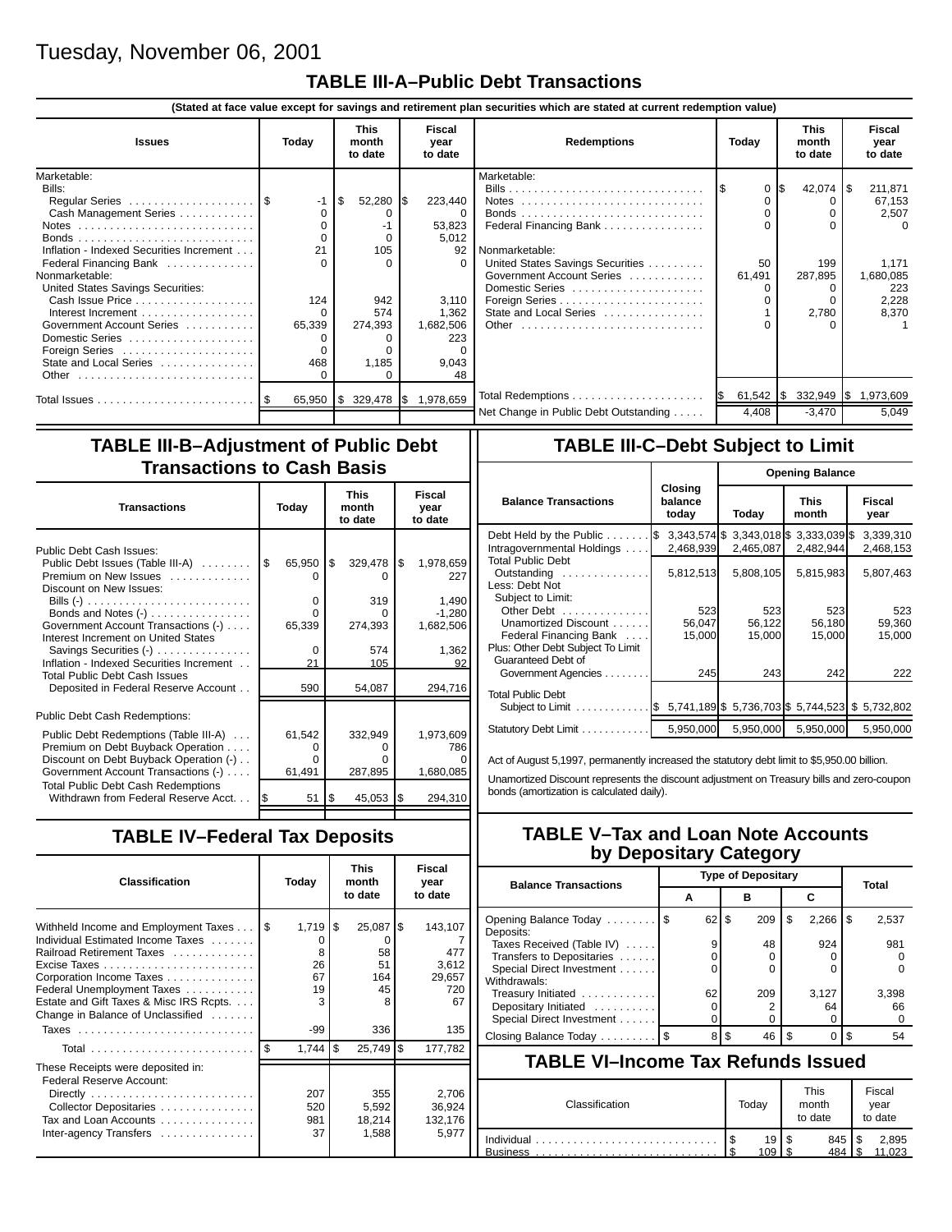Tuesday, November 06, 2001

# TABLE III-A–Public Debt Transactions

(Stated at face value except for savings and retirement plan securities which are stated at current redemption value)

| Issues | Today | This month to date | Fiscal year to date |
|---|---|---|---|
| Marketable: | | | |
| Bills: | | | |
| Regular Series | $ -1 | $ 52,280 | $ 223,440 |
| Cash Management Series | 0 | 0 | 0 |
| Notes | 0 | -1 | 53,823 |
| Bonds | 0 | 0 | 5,012 |
| Inflation - Indexed Securities Increment | 21 | 105 | 92 |
| Federal Financing Bank | 0 | 0 | 0 |
| Nonmarketable: | | | |
| United States Savings Securities: | | | |
| Cash Issue Price | 124 | 942 | 3,110 |
| Interest Increment | 0 | 574 | 1,362 |
| Government Account Series | 65,339 | 274,393 | 1,682,506 |
| Domestic Series | 0 | 0 | 223 |
| Foreign Series | 0 | 0 | 0 |
| State and Local Series | 468 | 1,185 | 9,043 |
| Other | 0 | 0 | 48 |
| Total Issues | $ 65,950 | $ 329,478 | $ 1,978,659 |

| Redemptions | Today | This month to date | Fiscal year to date |
|---|---|---|---|
| Marketable: | | | |
| Bills | $ 0 | $ 42,074 | $ 211,871 |
| Notes | 0 | 0 | 67,153 |
| Bonds | 0 | 0 | 2,507 |
| Federal Financing Bank | 0 | 0 | 0 |
| Nonmarketable: | | | |
| United States Savings Securities | 50 | 199 | 1,171 |
| Government Account Series | 61,491 | 287,895 | 1,680,085 |
| Domestic Series | 0 | 0 | 223 |
| Foreign Series | 0 | 0 | 2,228 |
| State and Local Series | 1 | 2,780 | 8,370 |
| Other | 0 | 0 | 1 |
| Total Redemptions | $ 61,542 | $ 332,949 | $ 1,973,609 |
| Net Change in Public Debt Outstanding | 4,408 | -3,470 | 5,049 |

# TABLE III-B–Adjustment of Public Debt Transactions to Cash Basis

| Transactions | Today | This month to date | Fiscal year to date |
|---|---|---|---|
| Public Debt Cash Issues: | | | |
| Public Debt Issues (Table III-A) | $ 65,950 | $ 329,478 | $ 1,978,659 |
| Premium on New Issues | 0 | 0 | 227 |
| Discount on New Issues: | | | |
| Bills (-) | 0 | 319 | 1,490 |
| Bonds and Notes (-) | 0 | 0 | -1,280 |
| Government Account Transactions (-) | 65,339 | 274,393 | 1,682,506 |
| Interest Increment on United States Savings Securities (-) | 0 | 574 | 1,362 |
| Inflation - Indexed Securities Increment | 21 | 105 | 92 |
| Total Public Debt Cash Issues Deposited in Federal Reserve Account | 590 | 54,087 | 294,716 |
| Public Debt Cash Redemptions: | | | |
| Public Debt Redemptions (Table III-A) | 61,542 | 332,949 | 1,973,609 |
| Premium on Debt Buyback Operation | 0 | 0 | 786 |
| Discount on Debt Buyback Operation (-) | 0 | 0 | 0 |
| Government Account Transactions (-) | 61,491 | 287,895 | 1,680,085 |
| Total Public Debt Cash Redemptions Withdrawn from Federal Reserve Acct. | $ 51 | $ 45,053 | $ 294,310 |

# TABLE III-C–Debt Subject to Limit

| Balance Transactions | Closing balance today | Opening Balance Today | Opening Balance This month | Opening Balance Fiscal year |
|---|---|---|---|---|
| Debt Held by the Public | $ 3,343,574 | $ 3,343,018 | $ 3,333,039 | $ 3,339,310 |
| Intragovernmental Holdings | 2,468,939 | 2,465,087 | 2,482,944 | 2,468,153 |
| Total Public Debt Outstanding | 5,812,513 | 5,808,105 | 5,815,983 | 5,807,463 |
| Less: Debt Not Subject to Limit: | | | | |
| Other Debt | 523 | 523 | 523 | 523 |
| Unamortized Discount | 56,047 | 56,122 | 56,180 | 59,360 |
| Federal Financing Bank | 15,000 | 15,000 | 15,000 | 15,000 |
| Plus: Other Debt Subject to Limit Guaranteed Debt of Government Agencies | 245 | 243 | 242 | 222 |
| Total Public Debt Subject to Limit | $ 5,741,189 | $ 5,736,703 | $ 5,744,523 | $ 5,732,802 |
| Statutory Debt Limit | 5,950,000 | 5,950,000 | 5,950,000 | 5,950,000 |

Act of August 5,1997, permanently increased the statutory debt limit to $5,950.00 billion.

Unamortized Discount represents the discount adjustment on Treasury bills and zero-coupon bonds (amortization is calculated daily).

# TABLE IV–Federal Tax Deposits

| Classification | Today | This month to date | Fiscal year to date |
|---|---|---|---|
| Withheld Income and Employment Taxes | $ 1,719 | $ 25,087 | $ 143,107 |
| Individual Estimated Income Taxes | 0 | 0 | 7 |
| Railroad Retirement Taxes | 8 | 58 | 477 |
| Excise Taxes | 26 | 51 | 3,612 |
| Corporation Income Taxes | 67 | 164 | 29,657 |
| Federal Unemployment Taxes | 19 | 45 | 720 |
| Estate and Gift Taxes & Misc IRS Rcpts. | 3 | 8 | 67 |
| Change in Balance of Unclassified Taxes | -99 | 336 | 135 |
| Total | $ 1,744 | $ 25,749 | $ 177,782 |
| These Receipts were deposited in: | | | |
| Federal Reserve Account: | | | |
| Directly | 207 | 355 | 2,706 |
| Collector Depositaries | 520 | 5,592 | 36,924 |
| Tax and Loan Accounts | 981 | 18,214 | 132,176 |
| Inter-agency Transfers | 37 | 1,588 | 5,977 |

# TABLE V–Tax and Loan Note Accounts by Depositary Category

| Balance Transactions | Type of Depositary A | B | C | Total |
|---|---|---|---|---|
| Opening Balance Today | $ 62 | $ 209 | $ 2,266 | $ 2,537 |
| Deposits: | | | | |
| Taxes Received (Table IV) | 9 | 48 | 924 | 981 |
| Transfers to Depositaries | 0 | 0 | 0 | 0 |
| Special Direct Investment | 0 | 0 | 0 | 0 |
| Withdrawals: | | | | |
| Treasury Initiated | 62 | 209 | 3,127 | 3,398 |
| Depositary Initiated | 0 | 2 | 64 | 66 |
| Special Direct Investment | 0 | 0 | 0 | 0 |
| Closing Balance Today | $ 8 | $ 46 | $ 0 | $ 54 |

# TABLE VI–Income Tax Refunds Issued

| Classification | Today | This month to date | Fiscal year to date |
|---|---|---|---|
| Individual | $ 19 | $ 845 | $ 2,895 |
| Business | $ 109 | $ 484 | $ 11,023 |